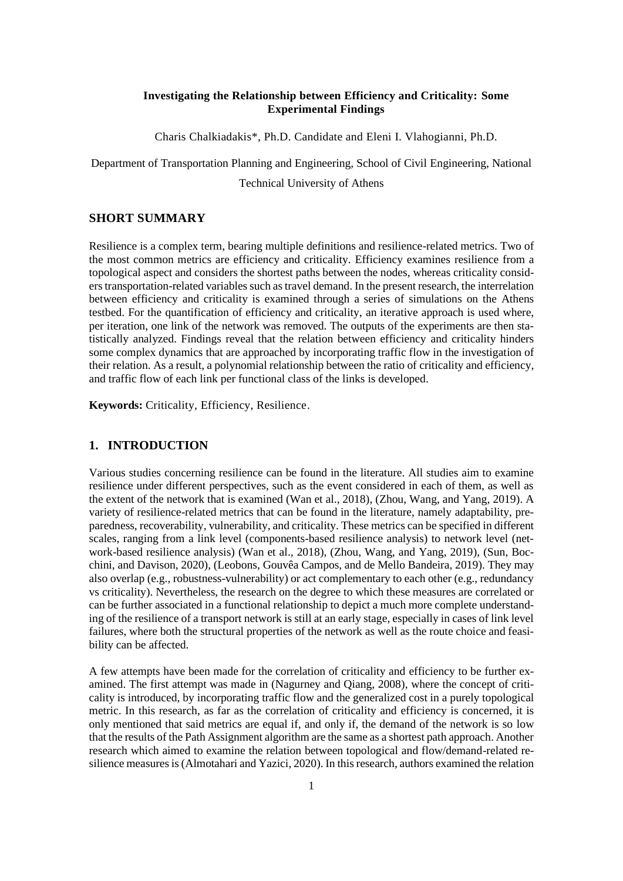# Investigating the Relationship between Efficiency and Criticality: Some Experimental Findings

Charis Chalkiadakis*, Ph.D. Candidate and Eleni I. Vlahogianni, Ph.D.

Department of Transportation Planning and Engineering, School of Civil Engineering, National Technical University of Athens

## SHORT SUMMARY

Resilience is a complex term, bearing multiple definitions and resilience-related metrics. Two of the most common metrics are efficiency and criticality. Efficiency examines resilience from a topological aspect and considers the shortest paths between the nodes, whereas criticality considers transportation-related variables such as travel demand. In the present research, the interrelation between efficiency and criticality is examined through a series of simulations on the Athens testbed. For the quantification of efficiency and criticality, an iterative approach is used where, per iteration, one link of the network was removed. The outputs of the experiments are then statistically analyzed. Findings reveal that the relation between efficiency and criticality hinders some complex dynamics that are approached by incorporating traffic flow in the investigation of their relation. As a result, a polynomial relationship between the ratio of criticality and efficiency, and traffic flow of each link per functional class of the links is developed.

**Keywords:** Criticality, Efficiency, Resilience.

## 1. INTRODUCTION

Various studies concerning resilience can be found in the literature. All studies aim to examine resilience under different perspectives, such as the event considered in each of them, as well as the extent of the network that is examined (Wan et al., 2018), (Zhou, Wang, and Yang, 2019). A variety of resilience-related metrics that can be found in the literature, namely adaptability, preparedness, recoverability, vulnerability, and criticality. These metrics can be specified in different scales, ranging from a link level (components-based resilience analysis) to network level (network-based resilience analysis) (Wan et al., 2018), (Zhou, Wang, and Yang, 2019), (Sun, Bocchini, and Davison, 2020), (Leobons, Gouvêa Campos, and de Mello Bandeira, 2019). They may also overlap (e.g., robustness-vulnerability) or act complementary to each other (e.g., redundancy vs criticality). Nevertheless, the research on the degree to which these measures are correlated or can be further associated in a functional relationship to depict a much more complete understanding of the resilience of a transport network is still at an early stage, especially in cases of link level failures, where both the structural properties of the network as well as the route choice and feasibility can be affected.

A few attempts have been made for the correlation of criticality and efficiency to be further examined. The first attempt was made in (Nagurney and Qiang, 2008), where the concept of criticality is introduced, by incorporating traffic flow and the generalized cost in a purely topological metric. In this research, as far as the correlation of criticality and efficiency is concerned, it is only mentioned that said metrics are equal if, and only if, the demand of the network is so low that the results of the Path Assignment algorithm are the same as a shortest path approach. Another research which aimed to examine the relation between topological and flow/demand-related resilience measures is (Almotahari and Yazici, 2020). In this research, authors examined the relation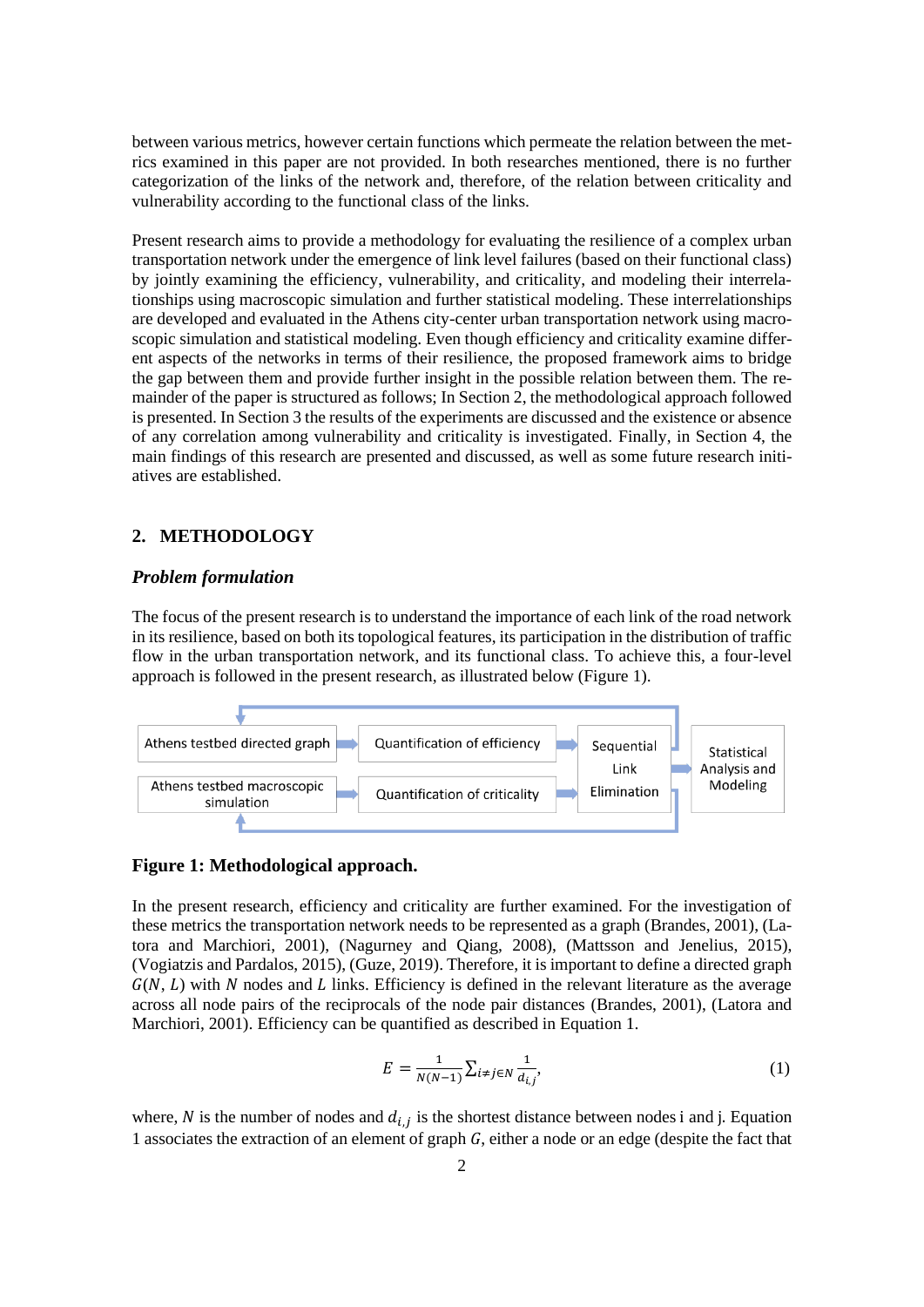between various metrics, however certain functions which permeate the relation between the metrics examined in this paper are not provided. In both researches mentioned, there is no further categorization of the links of the network and, therefore, of the relation between criticality and vulnerability according to the functional class of the links.

Present research aims to provide a methodology for evaluating the resilience of a complex urban transportation network under the emergence of link level failures (based on their functional class) by jointly examining the efficiency, vulnerability, and criticality, and modeling their interrelationships using macroscopic simulation and further statistical modeling. These interrelationships are developed and evaluated in the Athens city-center urban transportation network using macroscopic simulation and statistical modeling. Even though efficiency and criticality examine different aspects of the networks in terms of their resilience, the proposed framework aims to bridge the gap between them and provide further insight in the possible relation between them. The remainder of the paper is structured as follows; In Section 2, the methodological approach followed is presented. In Section 3 the results of the experiments are discussed and the existence or absence of any correlation among vulnerability and criticality is investigated. Finally, in Section 4, the main findings of this research are presented and discussed, as well as some future research initiatives are established.

## 2. METHODOLOGY

### *Problem formulation*

The focus of the present research is to understand the importance of each link of the road network in its resilience, based on both its topological features, its participation in the distribution of traffic flow in the urban transportation network, and its functional class. To achieve this, a four-level approach is followed in the present research, as illustrated below (Figure 1).

Athens testbed directed graph → Quantification of efficiency → Sequential Link Elimination → Statistical Analysis and Modeling

Athens testbed macroscopic simulation → Quantification of criticality → Sequential Link Elimination

**Figure 1: Methodological approach.**

In the present research, efficiency and criticality are further examined. For the investigation of these metrics the transportation network needs to be represented as a graph (Brandes, 2001), (Latora and Marchiori, 2001), (Nagurney and Qiang, 2008), (Mattsson and Jenelius, 2015), (Vogiatzis and Pardalos, 2015), (Guze, 2019). Therefore, it is important to define a directed graph $G(N, L)$ with $N$ nodes and $L$ links. Efficiency is defined in the relevant literature as the average across all node pairs of the reciprocals of the node pair distances (Brandes, 2001), (Latora and Marchiori, 2001). Efficiency can be quantified as described in Equation 1.

$$E = \frac{1}{N(N-1)} \sum_{i \neq j \in N} \frac{1}{d_{i,j}}, \tag{1}$$

where, $N$ is the number of nodes and $d_{i,j}$ is the shortest distance between nodes i and j. Equation 1 associates the extraction of an element of graph $G$, either a node or an edge (despite the fact that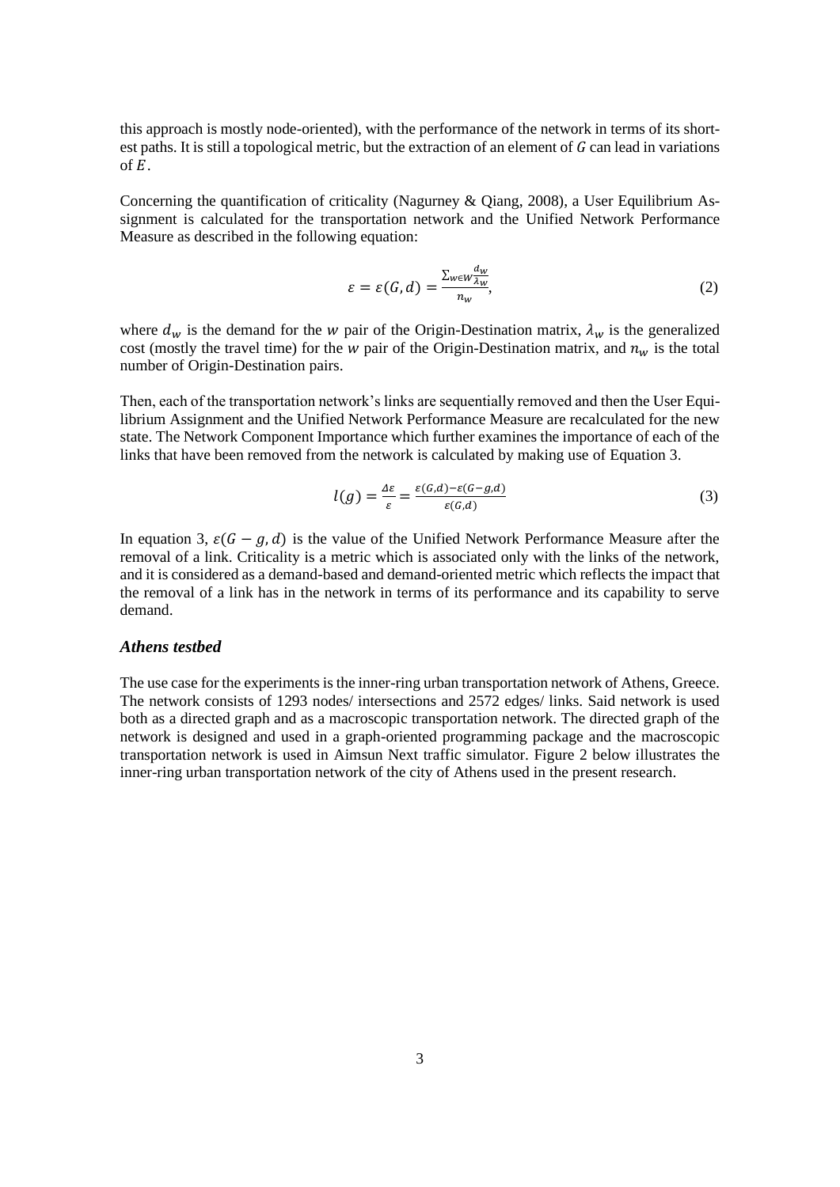this approach is mostly node-oriented), with the performance of the network in terms of its shortest paths. It is still a topological metric, but the extraction of an element of $G$ can lead in variations of $E$.

Concerning the quantification of criticality (Nagurney & Qiang, 2008), a User Equilibrium Assignment is calculated for the transportation network and the Unified Network Performance Measure as described in the following equation:

$$\varepsilon = \varepsilon(G, d) = \frac{\sum_{w \in W} \frac{d_w}{\lambda_w}}{n_w}, \tag{2}$$

where $d_w$ is the demand for the $w$ pair of the Origin-Destination matrix, $\lambda_w$ is the generalized cost (mostly the travel time) for the $w$ pair of the Origin-Destination matrix, and $n_w$ is the total number of Origin-Destination pairs.

Then, each of the transportation network's links are sequentially removed and then the User Equilibrium Assignment and the Unified Network Performance Measure are recalculated for the new state. The Network Component Importance which further examines the importance of each of the links that have been removed from the network is calculated by making use of Equation 3.

$$l(g) = \frac{\Delta\varepsilon}{\varepsilon} = \frac{\varepsilon(G,d) - \varepsilon(G-g,d)}{\varepsilon(G,d)} \tag{3}$$

In equation 3, $\varepsilon(G - g, d)$ is the value of the Unified Network Performance Measure after the removal of a link. Criticality is a metric which is associated only with the links of the network, and it is considered as a demand-based and demand-oriented metric which reflects the impact that the removal of a link has in the network in terms of its performance and its capability to serve demand.

### *Athens testbed*

The use case for the experiments is the inner-ring urban transportation network of Athens, Greece. The network consists of 1293 nodes/ intersections and 2572 edges/ links. Said network is used both as a directed graph and as a macroscopic transportation network. The directed graph of the network is designed and used in a graph-oriented programming package and the macroscopic transportation network is used in Aimsun Next traffic simulator. Figure 2 below illustrates the inner-ring urban transportation network of the city of Athens used in the present research.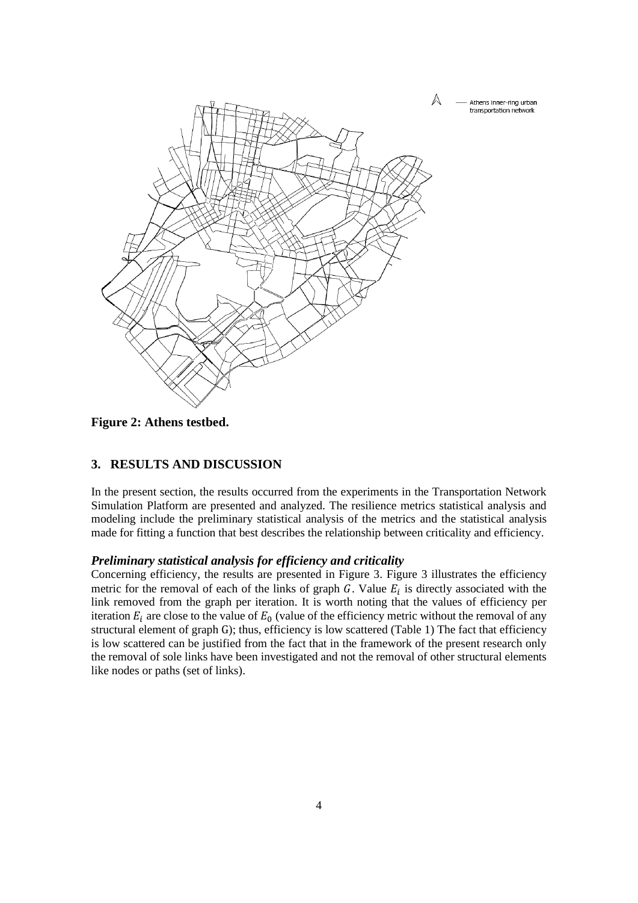**Figure 2: Athens testbed.**

## 3. RESULTS AND DISCUSSION

In the present section, the results occurred from the experiments in the Transportation Network Simulation Platform are presented and analyzed. The resilience metrics statistical analysis and modeling include the preliminary statistical analysis of the metrics and the statistical analysis made for fitting a function that best describes the relationship between criticality and efficiency.

### *Preliminary statistical analysis for efficiency and criticality*

Concerning efficiency, the results are presented in Figure 3. Figure 3 illustrates the efficiency metric for the removal of each of the links of graph $G$. Value $E_i$ is directly associated with the link removed from the graph per iteration. It is worth noting that the values of efficiency per iteration $E_i$ are close to the value of $E_0$ (value of the efficiency metric without the removal of any structural element of graph G); thus, efficiency is low scattered (Table 1) The fact that efficiency is low scattered can be justified from the fact that in the framework of the present research only the removal of sole links have been investigated and not the removal of other structural elements like nodes or paths (set of links).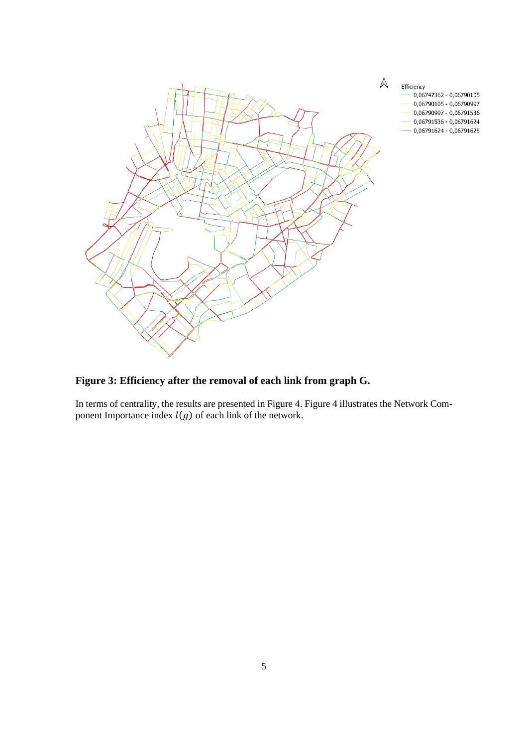**Figure 3: Efficiency after the removal of each link from graph G.**

In terms of centrality, the results are presented in Figure 4. Figure 4 illustrates the Network Component Importance index $I(g)$ of each link of the network.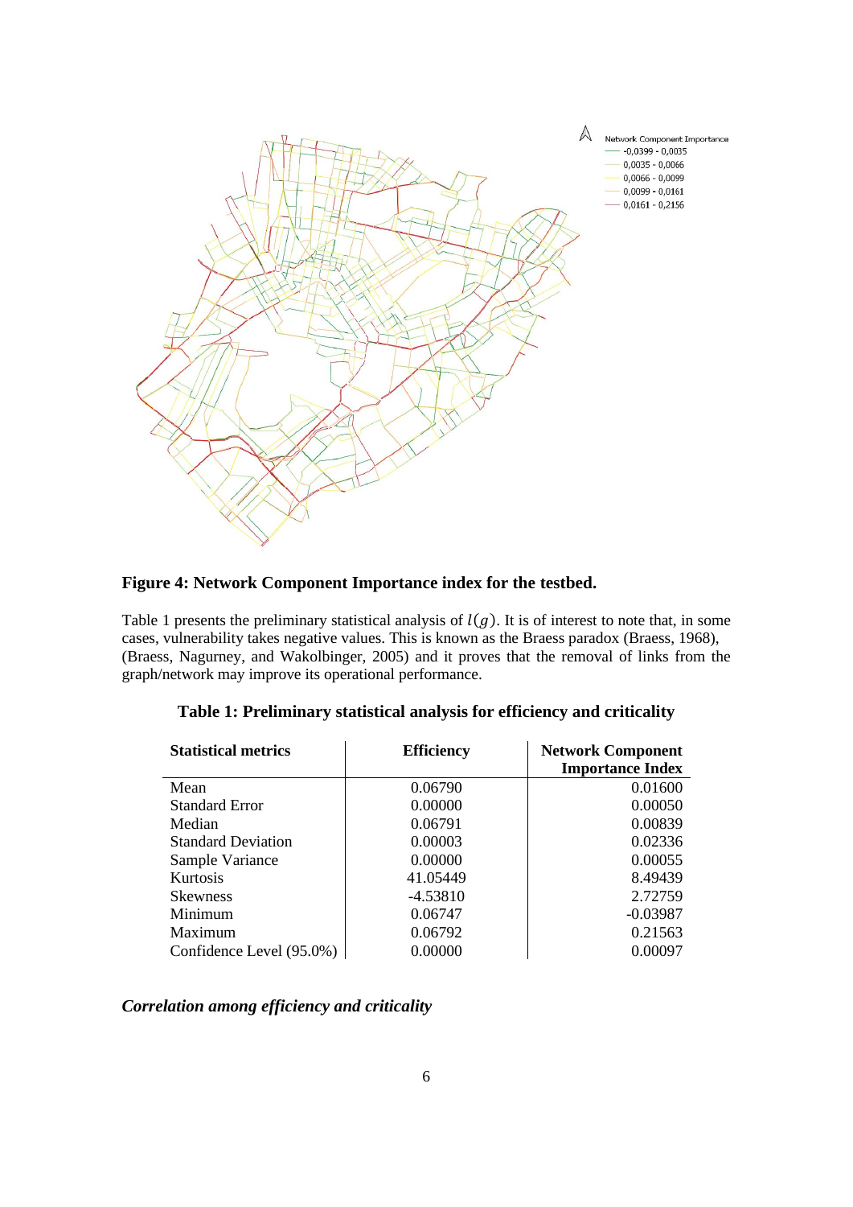**Figure 4: Network Component Importance index for the testbed.**

Table 1 presents the preliminary statistical analysis of $I(g)$. It is of interest to note that, in some cases, vulnerability takes negative values. This is known as the Braess paradox (Braess, 1968), (Braess, Nagurney, and Wakolbinger, 2005) and it proves that the removal of links from the graph/network may improve its operational performance.

**Table 1: Preliminary statistical analysis for efficiency and criticality**

| Statistical metrics | Efficiency | Network Component Importance Index |
|---|---|---|
| Mean | 0.06790 | 0.01600 |
| Standard Error | 0.00000 | 0.00050 |
| Median | 0.06791 | 0.00839 |
| Standard Deviation | 0.00003 | 0.02336 |
| Sample Variance | 0.00000 | 0.00055 |
| Kurtosis | 41.05449 | 8.49439 |
| Skewness | -4.53810 | 2.72759 |
| Minimum | 0.06747 | -0.03987 |
| Maximum | 0.06792 | 0.21563 |
| Confidence Level (95.0%) | 0.00000 | 0.00097 |

***Correlation among efficiency and criticality***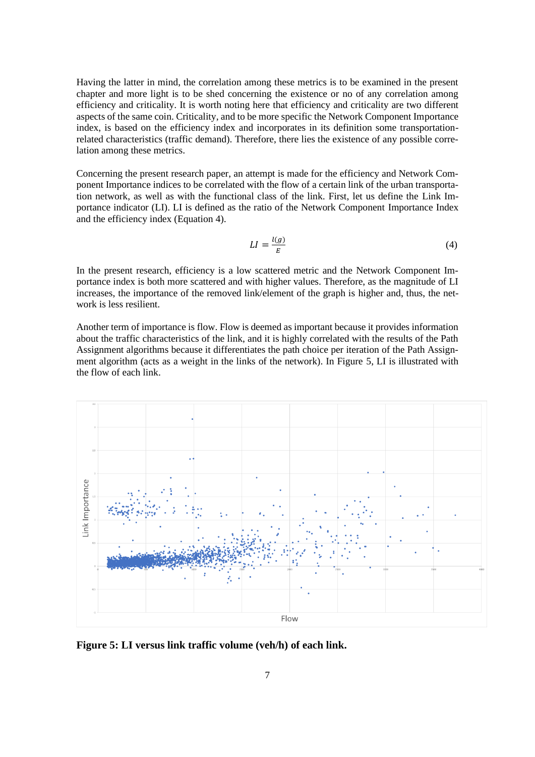Having the latter in mind, the correlation among these metrics is to be examined in the present chapter and more light is to be shed concerning the existence or no of any correlation among efficiency and criticality. It is worth noting here that efficiency and criticality are two different aspects of the same coin. Criticality, and to be more specific the Network Component Importance index, is based on the efficiency index and incorporates in its definition some transportation-related characteristics (traffic demand). Therefore, there lies the existence of any possible correlation among these metrics.

Concerning the present research paper, an attempt is made for the efficiency and Network Component Importance indices to be correlated with the flow of a certain link of the urban transportation network, as well as with the functional class of the link. First, let us define the Link Importance indicator (LI). LI is defined as the ratio of the Network Component Importance Index and the efficiency index (Equation 4).

$$LI = \frac{I(g)}{E} \tag{4}$$

In the present research, efficiency is a low scattered metric and the Network Component Importance index is both more scattered and with higher values. Therefore, as the magnitude of LI increases, the importance of the removed link/element of the graph is higher and, thus, the network is less resilient.

Another term of importance is flow. Flow is deemed as important because it provides information about the traffic characteristics of the link, and it is highly correlated with the results of the Path Assignment algorithms because it differentiates the path choice per iteration of the Path Assignment algorithm (acts as a weight in the links of the network). In Figure 5, LI is illustrated with the flow of each link.

**Figure 5: LI versus link traffic volume (veh/h) of each link.**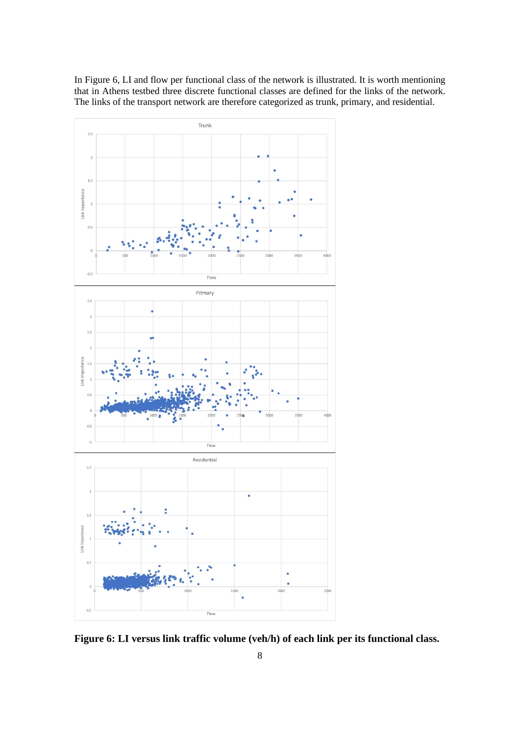In Figure 6, LI and flow per functional class of the network is illustrated. It is worth mentioning that in Athens testbed three discrete functional classes are defined for the links of the network. The links of the transport network are therefore categorized as trunk, primary, and residential.

**Figure 6: LI versus link traffic volume (veh/h) of each link per its functional class.**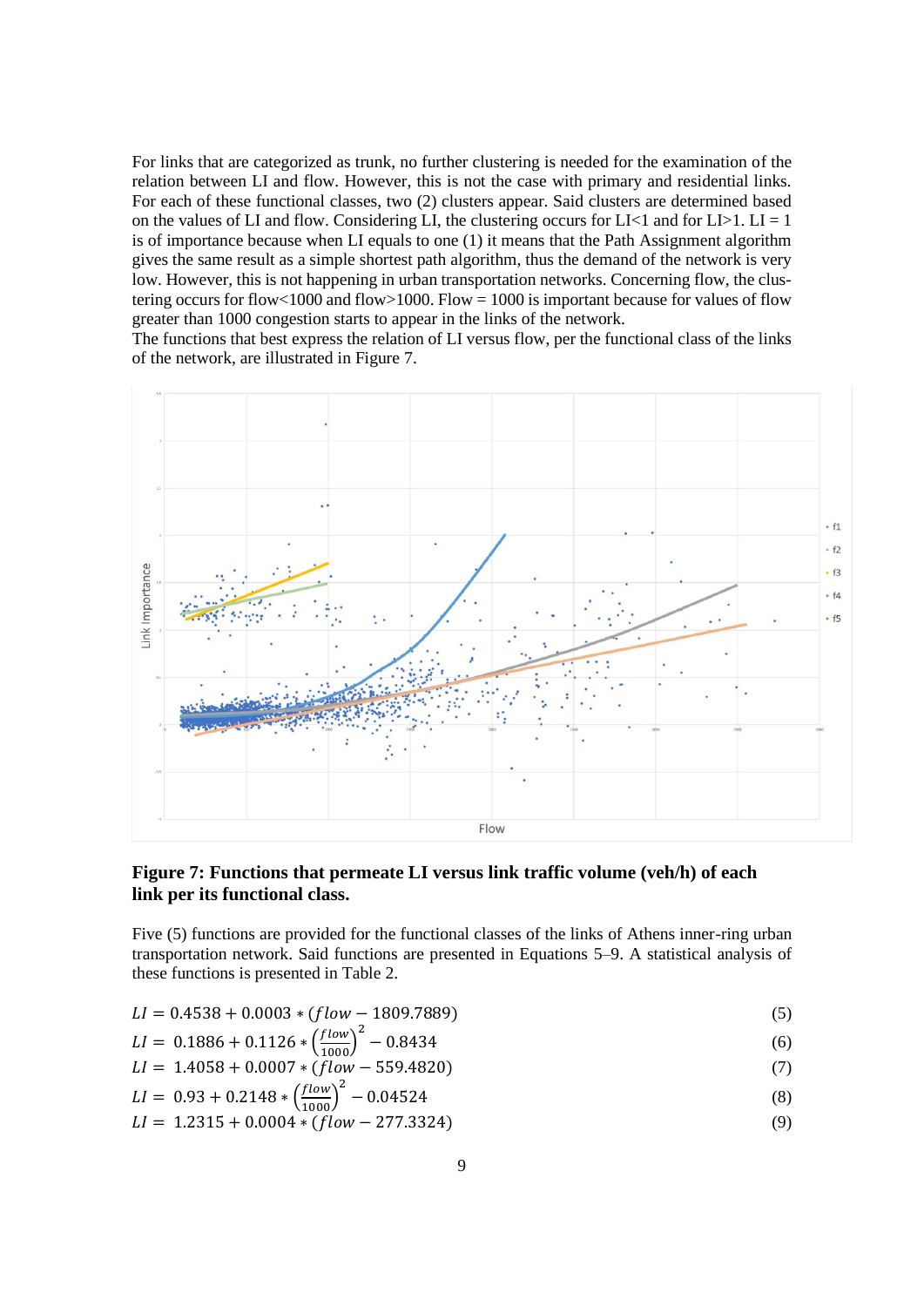For links that are categorized as trunk, no further clustering is needed for the examination of the relation between LI and flow. However, this is not the case with primary and residential links. For each of these functional classes, two (2) clusters appear. Said clusters are determined based on the values of LI and flow. Considering LI, the clustering occurs for LI<1 and for LI>1. LI = 1 is of importance because when LI equals to one (1) it means that the Path Assignment algorithm gives the same result as a simple shortest path algorithm, thus the demand of the network is very low. However, this is not happening in urban transportation networks. Concerning flow, the clustering occurs for flow<1000 and flow>1000. Flow = 1000 is important because for values of flow greater than 1000 congestion starts to appear in the links of the network.
The functions that best express the relation of LI versus flow, per the functional class of the links of the network, are illustrated in Figure 7.

**Figure 7: Functions that permeate LI versus link traffic volume (veh/h) of each link per its functional class.**

Five (5) functions are provided for the functional classes of the links of Athens inner-ring urban transportation network. Said functions are presented in Equations 5–9. A statistical analysis of these functions is presented in Table 2.

$$LI = 0.4538 + 0.0003 * (flow - 1809.7889) \tag{5}$$

$$LI = 0.1886 + 0.1126 * \left(\frac{flow}{1000}\right)^2 - 0.8434 \tag{6}$$

$$LI = 1.4058 + 0.0007 * (flow - 559.4820) \tag{7}$$

$$LI = 0.93 + 0.2148 * \left(\frac{flow}{1000}\right)^2 - 0.04524 \tag{8}$$

$$LI = 1.2315 + 0.0004 * (flow - 277.3324) \tag{9}$$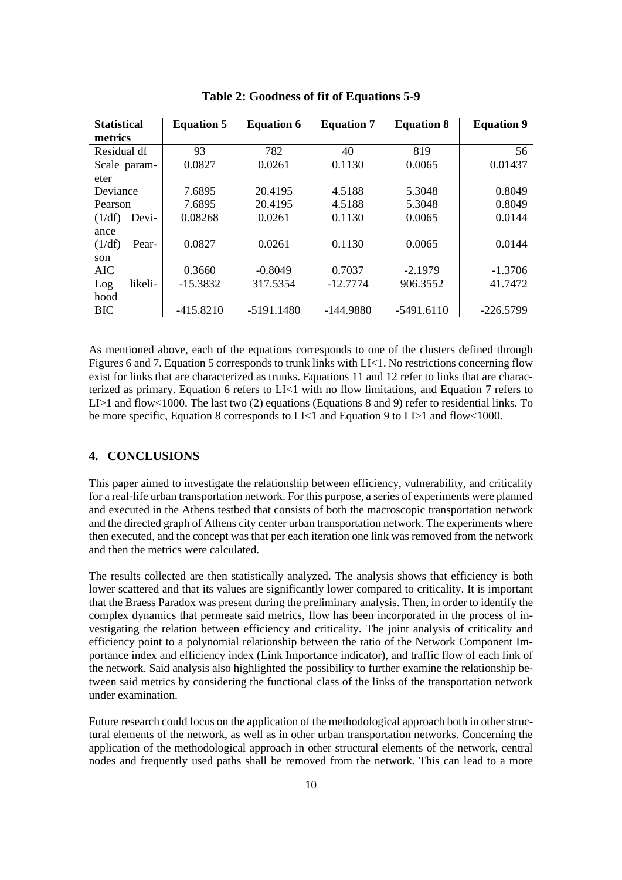**Table 2: Goodness of fit of Equations 5-9**

| Statistical metrics | Equation 5 | Equation 6 | Equation 7 | Equation 8 | Equation 9 |
|---|---|---|---|---|---|
| Residual df | 93 | 782 | 40 | 819 | 56 |
| Scale parameter | 0.0827 | 0.0261 | 0.1130 | 0.0065 | 0.01437 |
| Deviance | 7.6895 | 20.4195 | 4.5188 | 5.3048 | 0.8049 |
| Pearson | 7.6895 | 20.4195 | 4.5188 | 5.3048 | 0.8049 |
| (1/df) Deviance | 0.08268 | 0.0261 | 0.1130 | 0.0065 | 0.0144 |
| (1/df) Pearson | 0.0827 | 0.0261 | 0.1130 | 0.0065 | 0.0144 |
| AIC | 0.3660 | -0.8049 | 0.7037 | -2.1979 | -1.3706 |
| Log likelihood | -15.3832 | 317.5354 | -12.7774 | 906.3552 | 41.7472 |
| BIC | -415.8210 | -5191.1480 | -144.9880 | -5491.6110 | -226.5799 |

As mentioned above, each of the equations corresponds to one of the clusters defined through Figures 6 and 7. Equation 5 corresponds to trunk links with LI<1. No restrictions concerning flow exist for links that are characterized as trunks. Equations 11 and 12 refer to links that are characterized as primary. Equation 6 refers to LI<1 with no flow limitations, and Equation 7 refers to LI>1 and flow<1000. The last two (2) equations (Equations 8 and 9) refer to residential links. To be more specific, Equation 8 corresponds to LI<1 and Equation 9 to LI>1 and flow<1000.

## 4. CONCLUSIONS

This paper aimed to investigate the relationship between efficiency, vulnerability, and criticality for a real-life urban transportation network. For this purpose, a series of experiments were planned and executed in the Athens testbed that consists of both the macroscopic transportation network and the directed graph of Athens city center urban transportation network. The experiments where then executed, and the concept was that per each iteration one link was removed from the network and then the metrics were calculated.

The results collected are then statistically analyzed. The analysis shows that efficiency is both lower scattered and that its values are significantly lower compared to criticality. It is important that the Braess Paradox was present during the preliminary analysis. Then, in order to identify the complex dynamics that permeate said metrics, flow has been incorporated in the process of investigating the relation between efficiency and criticality. The joint analysis of criticality and efficiency point to a polynomial relationship between the ratio of the Network Component Importance index and efficiency index (Link Importance indicator), and traffic flow of each link of the network. Said analysis also highlighted the possibility to further examine the relationship between said metrics by considering the functional class of the links of the transportation network under examination.

Future research could focus on the application of the methodological approach both in other structural elements of the network, as well as in other urban transportation networks. Concerning the application of the methodological approach in other structural elements of the network, central nodes and frequently used paths shall be removed from the network. This can lead to a more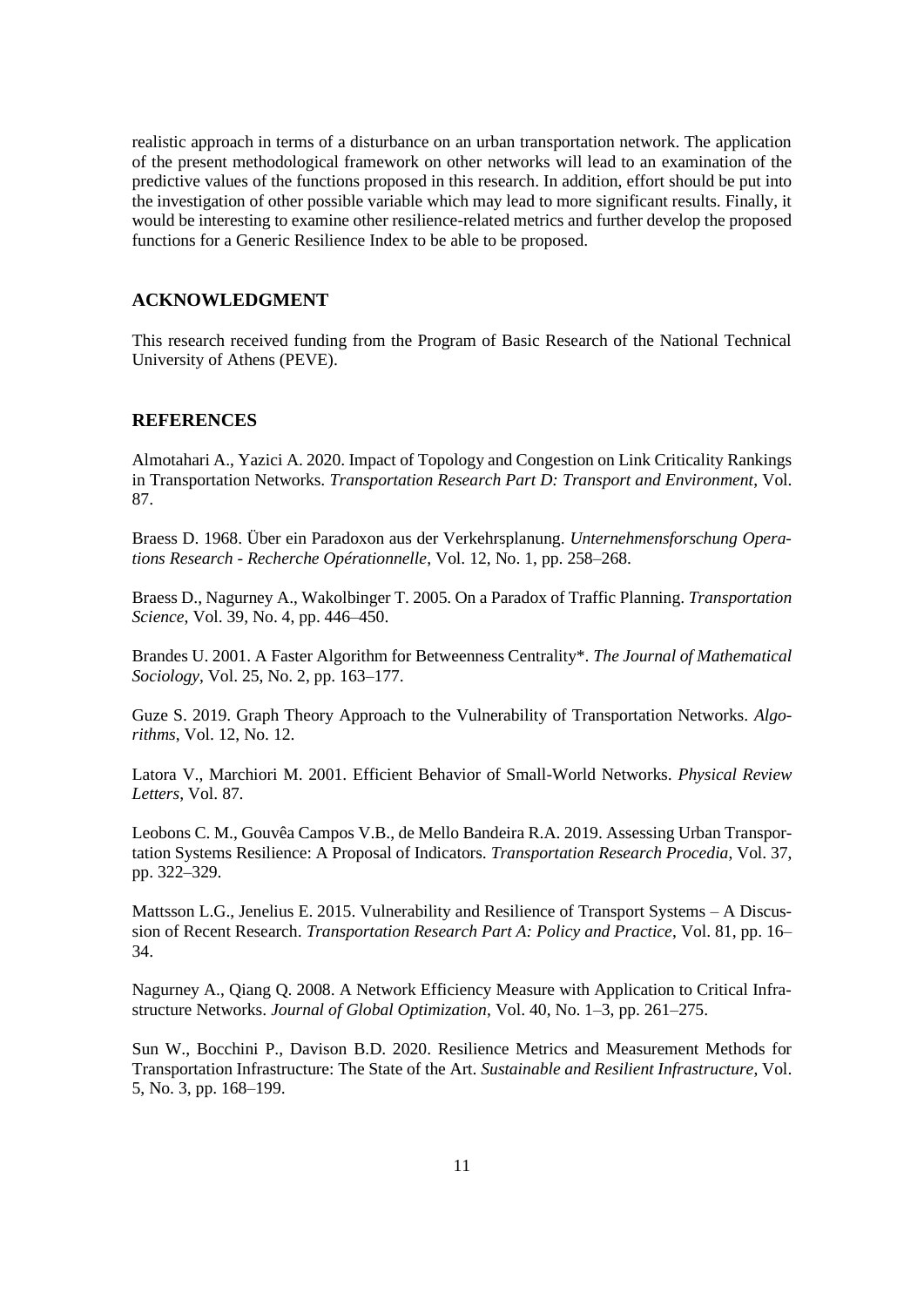realistic approach in terms of a disturbance on an urban transportation network. The application of the present methodological framework on other networks will lead to an examination of the predictive values of the functions proposed in this research. In addition, effort should be put into the investigation of other possible variable which may lead to more significant results. Finally, it would be interesting to examine other resilience-related metrics and further develop the proposed functions for a Generic Resilience Index to be able to be proposed.

## ACKNOWLEDGMENT

This research received funding from the Program of Basic Research of the National Technical University of Athens (PEVE).

## REFERENCES

Almotahari A., Yazici A. 2020. Impact of Topology and Congestion on Link Criticality Rankings in Transportation Networks. *Transportation Research Part D: Transport and Environment*, Vol. 87.

Braess D. 1968. Über ein Paradoxon aus der Verkehrsplanung. *Unternehmensforschung Operations Research - Recherche Opérationnelle*, Vol. 12, No. 1, pp. 258–268.

Braess D., Nagurney A., Wakolbinger T. 2005. On a Paradox of Traffic Planning. *Transportation Science*, Vol. 39, No. 4, pp. 446–450.

Brandes U. 2001. A Faster Algorithm for Betweenness Centrality*. *The Journal of Mathematical Sociology*, Vol. 25, No. 2, pp. 163–177.

Guze S. 2019. Graph Theory Approach to the Vulnerability of Transportation Networks. *Algorithms*, Vol. 12, No. 12.

Latora V., Marchiori M. 2001. Efficient Behavior of Small-World Networks. *Physical Review Letters*, Vol. 87.

Leobons C. M., Gouvêa Campos V.B., de Mello Bandeira R.A. 2019. Assessing Urban Transportation Systems Resilience: A Proposal of Indicators. *Transportation Research Procedia*, Vol. 37, pp. 322–329.

Mattsson L.G., Jenelius E. 2015. Vulnerability and Resilience of Transport Systems – A Discussion of Recent Research. *Transportation Research Part A: Policy and Practice*, Vol. 81, pp. 16–34.

Nagurney A., Qiang Q. 2008. A Network Efficiency Measure with Application to Critical Infrastructure Networks. *Journal of Global Optimization*, Vol. 40, No. 1–3, pp. 261–275.

Sun W., Bocchini P., Davison B.D. 2020. Resilience Metrics and Measurement Methods for Transportation Infrastructure: The State of the Art. *Sustainable and Resilient Infrastructure*, Vol. 5, No. 3, pp. 168–199.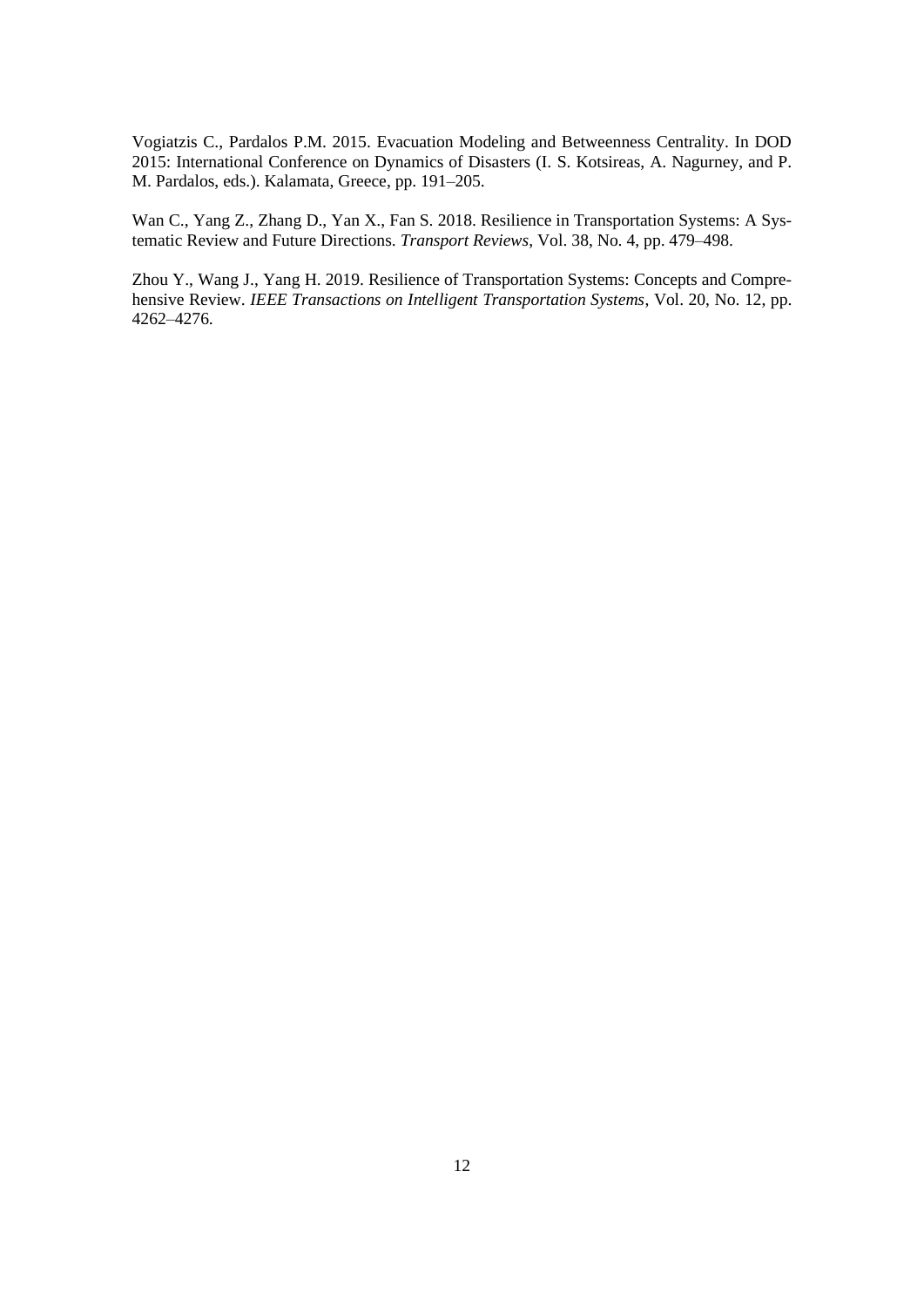Vogiatzis C., Pardalos P.M. 2015. Evacuation Modeling and Betweenness Centrality. In DOD 2015: International Conference on Dynamics of Disasters (I. S. Kotsireas, A. Nagurney, and P. M. Pardalos, eds.). Kalamata, Greece, pp. 191–205.

Wan C., Yang Z., Zhang D., Yan X., Fan S. 2018. Resilience in Transportation Systems: A Systematic Review and Future Directions. *Transport Reviews*, Vol. 38, No. 4, pp. 479–498.

Zhou Y., Wang J., Yang H. 2019. Resilience of Transportation Systems: Concepts and Comprehensive Review. *IEEE Transactions on Intelligent Transportation Systems*, Vol. 20, No. 12, pp. 4262–4276.